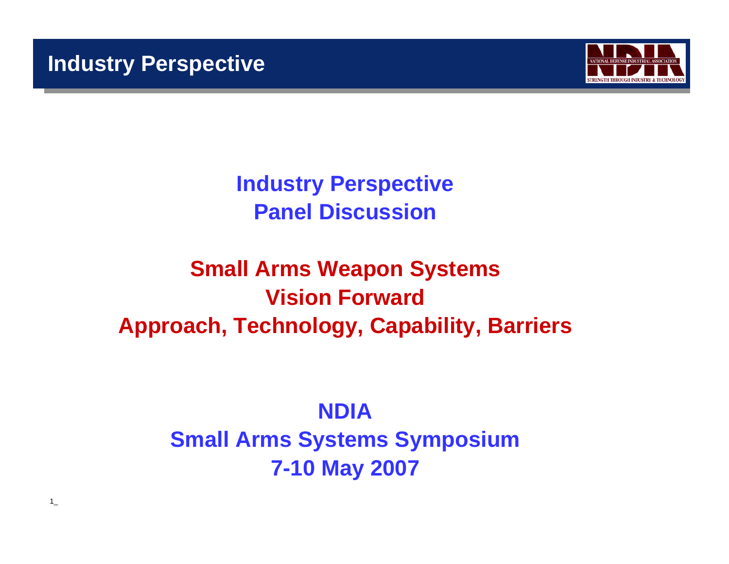# Industry Perspective

## Industry Perspective
## Panel Discussion

## Small Arms Weapon Systems
## Vision Forward
## Approach, Technology, Capability, Barriers

## NDIA
## Small Arms Systems Symposium
## 7-10 May 2007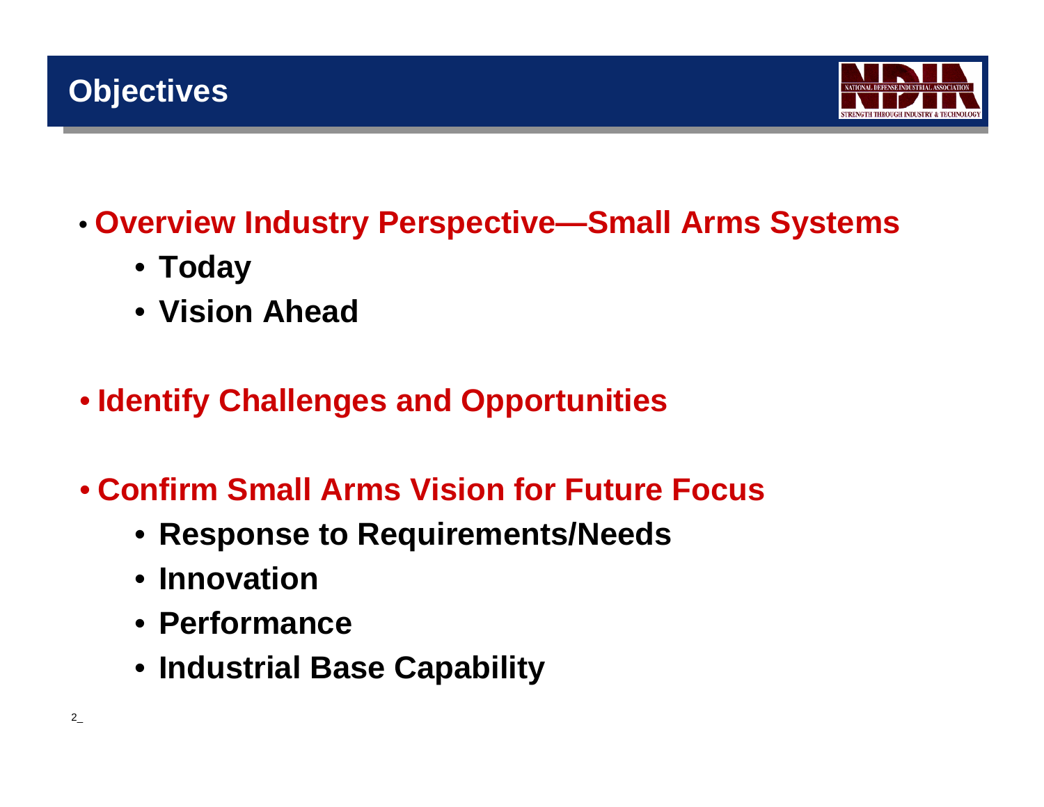# Objectives

- **Overview Industry Perspective—Small Arms Systems**
  - **Today**
  - **Vision Ahead**
- **Identify Challenges and Opportunities**
- **Confirm Small Arms Vision for Future Focus**
  - **Response to Requirements/Needs**
  - **Innovation**
  - **Performance**
  - **Industrial Base Capability**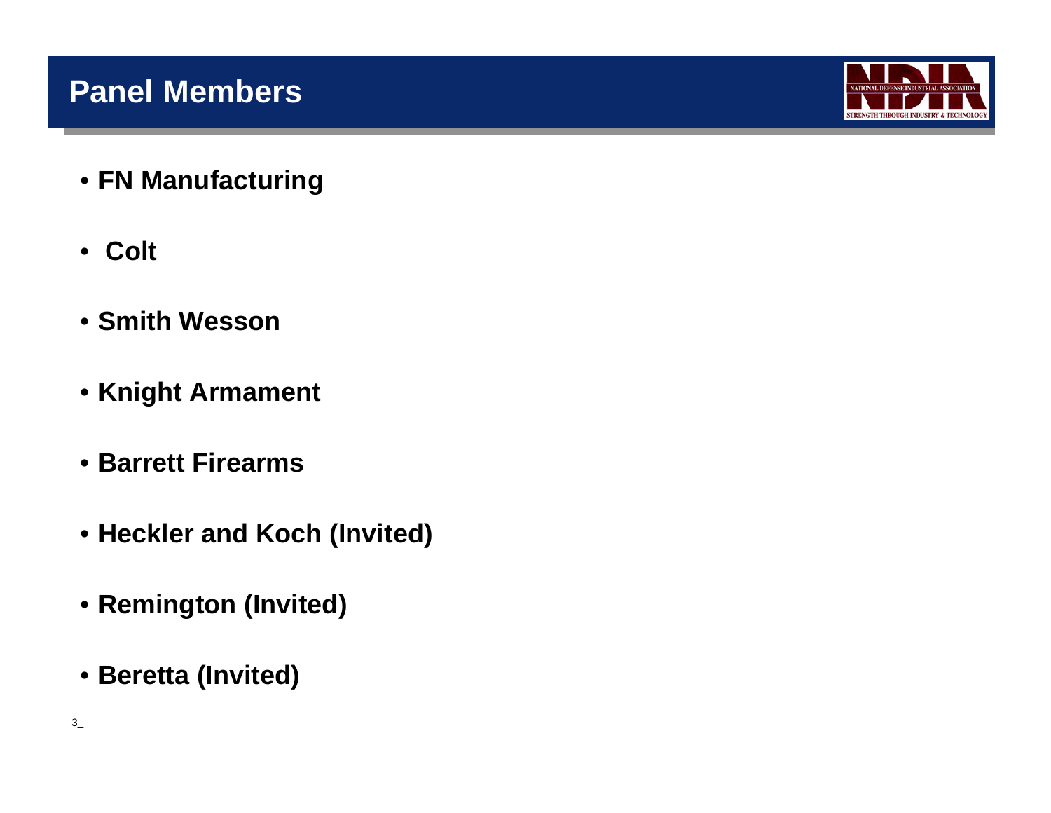# Panel Members

- **FN Manufacturing**
- **Colt**
- **Smith Wesson**
- **Knight Armament**
- **Barrett Firearms**
- **Heckler and Koch (Invited)**
- **Remington (Invited)**
- **Beretta (Invited)**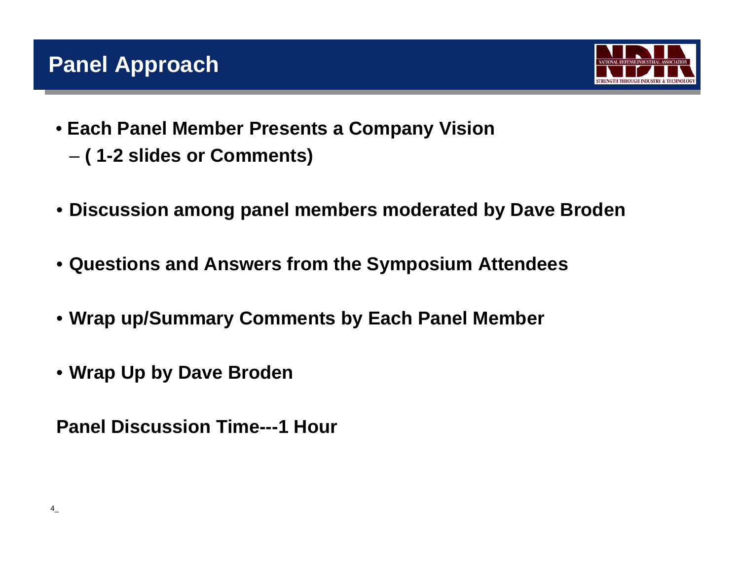# Panel Approach

- **Each Panel Member Presents a Company Vision**
  - **( 1-2 slides or Comments)**
- **Discussion among panel members moderated by Dave Broden**
- **Questions and Answers from the Symposium Attendees**
- **Wrap up/Summary Comments by Each Panel Member**
- **Wrap Up by Dave Broden**

**Panel Discussion Time---1 Hour**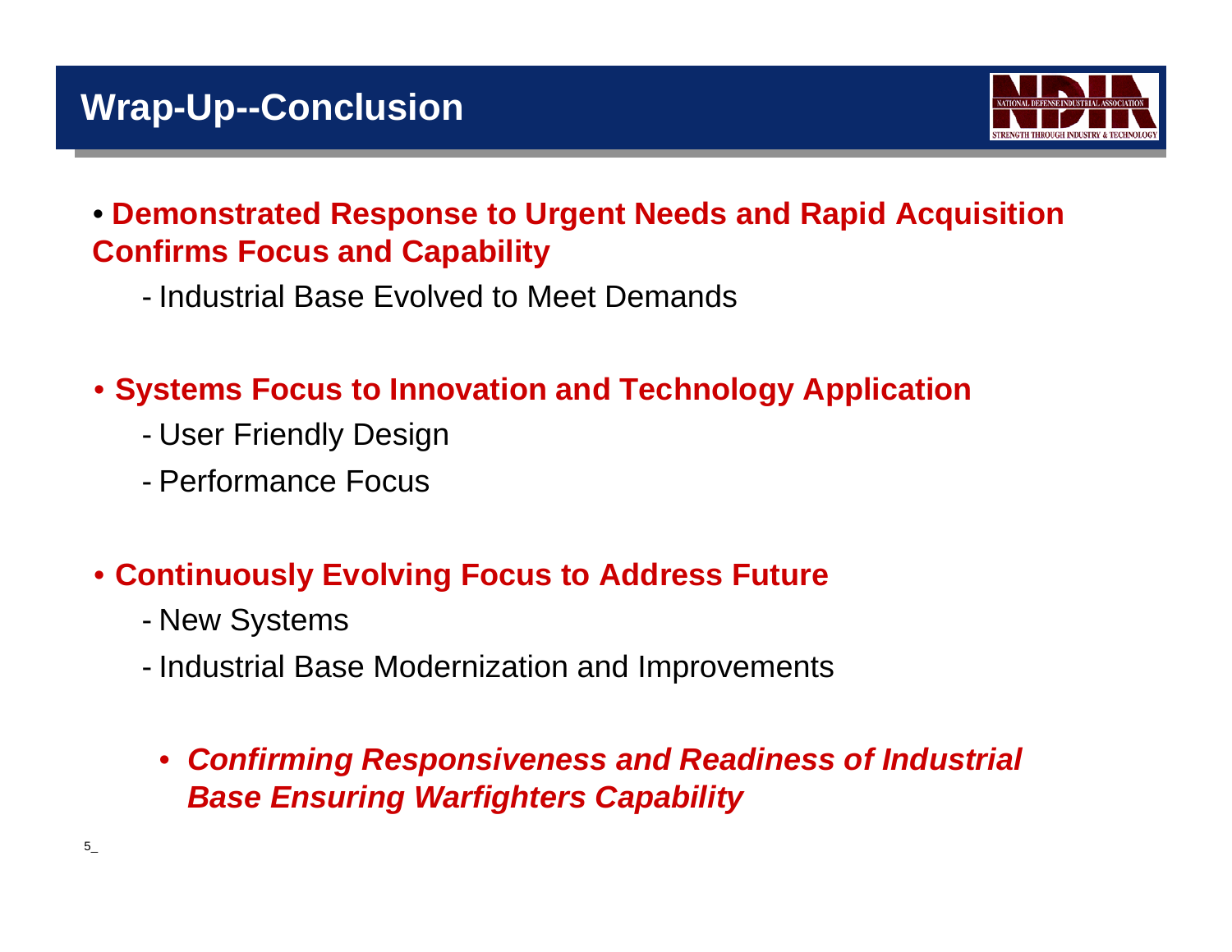# Wrap-Up--Conclusion

- **Demonstrated Response to Urgent Needs and Rapid Acquisition Confirms Focus and Capability**
  - Industrial Base Evolved to Meet Demands

- **Systems Focus to Innovation and Technology Application**
  - User Friendly Design
  - Performance Focus

- **Continuously Evolving Focus to Address Future**
  - New Systems
  - Industrial Base Modernization and Improvements

  - ***Confirming Responsiveness and Readiness of Industrial Base Ensuring Warfighters Capability***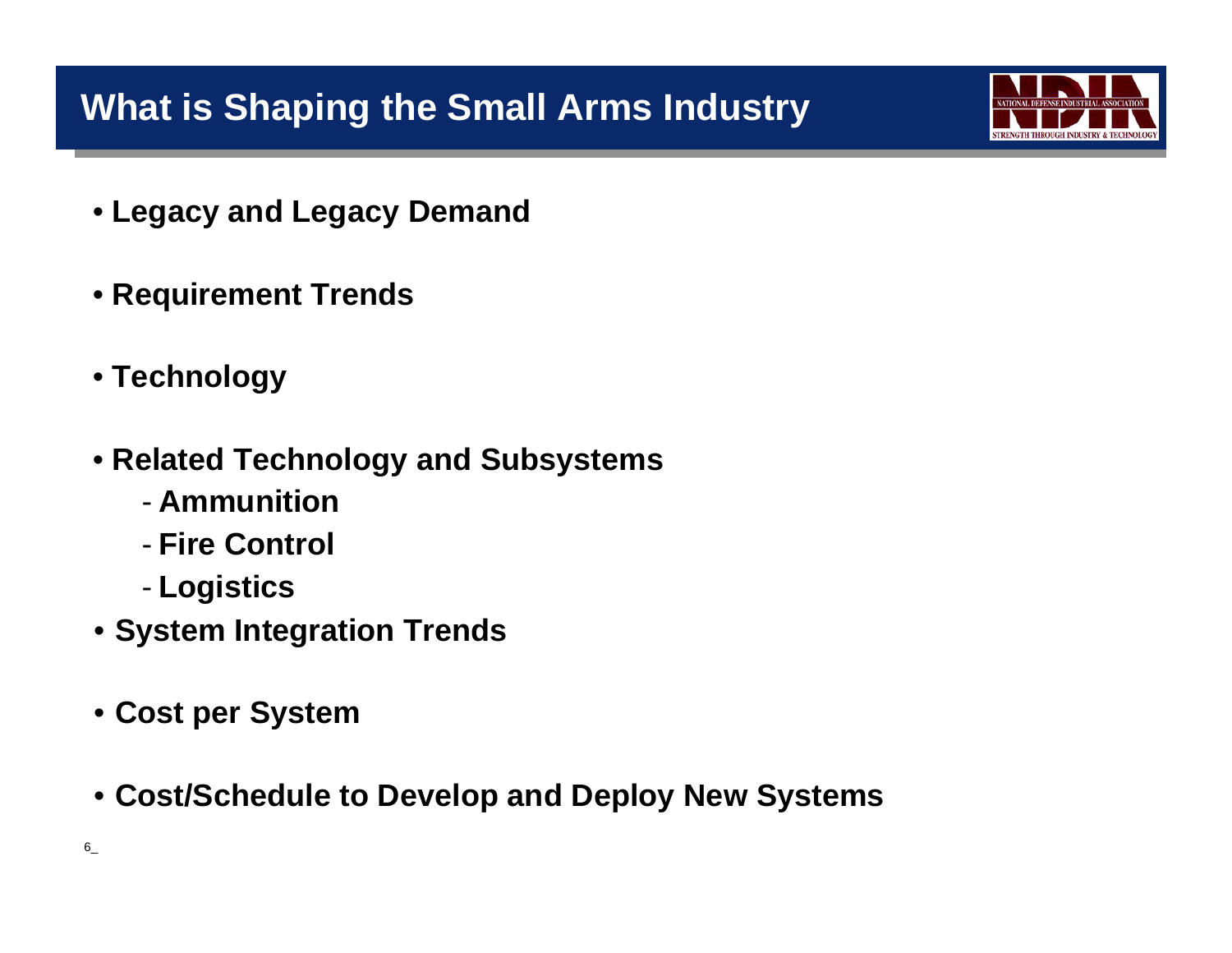# What is Shaping the Small Arms Industry

- **Legacy and Legacy Demand**
- **Requirement Trends**
- **Technology**
- **Related Technology and Subsystems**
  - **Ammunition**
  - **Fire Control**
  - **Logistics**
- **System Integration Trends**
- **Cost per System**
- **Cost/Schedule to Develop and Deploy New Systems**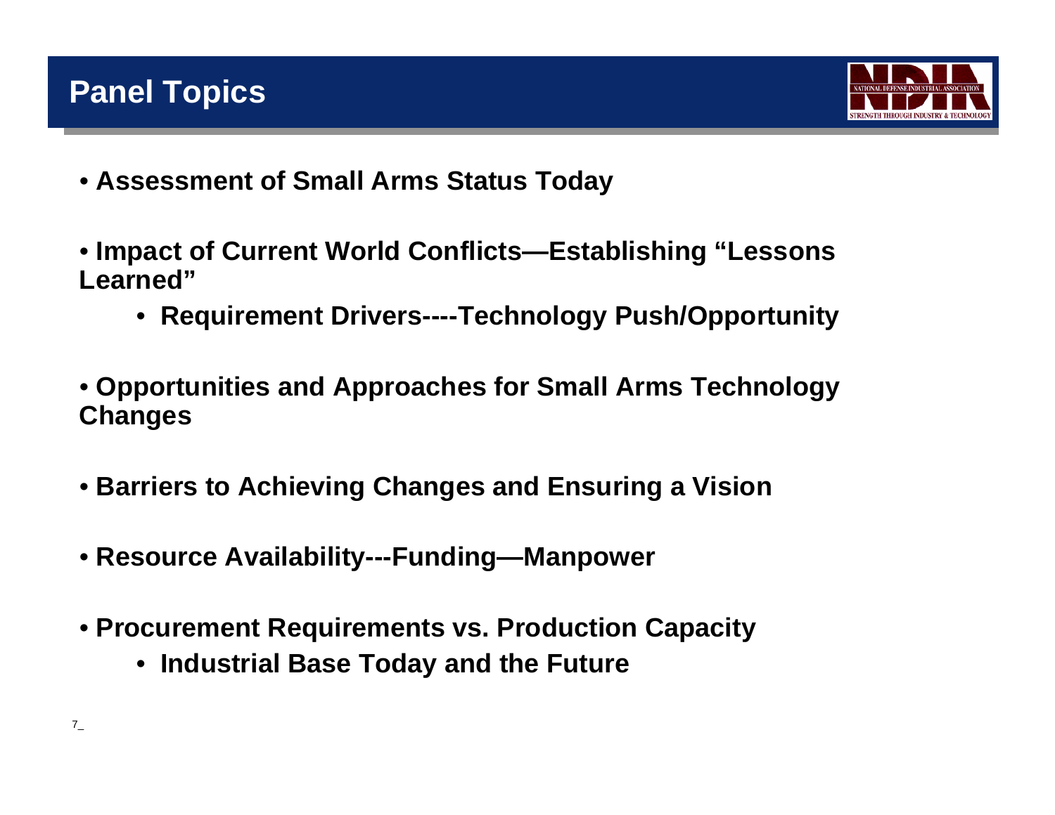# Panel Topics

- **Assessment of Small Arms Status Today**
- **Impact of Current World Conflicts—Establishing "Lessons Learned"**
  - **Requirement Drivers----Technology Push/Opportunity**
- **Opportunities and Approaches for Small Arms Technology Changes**
- **Barriers to Achieving Changes and Ensuring a Vision**
- **Resource Availability---Funding—Manpower**
- **Procurement Requirements vs. Production Capacity**
  - **Industrial Base Today and the Future**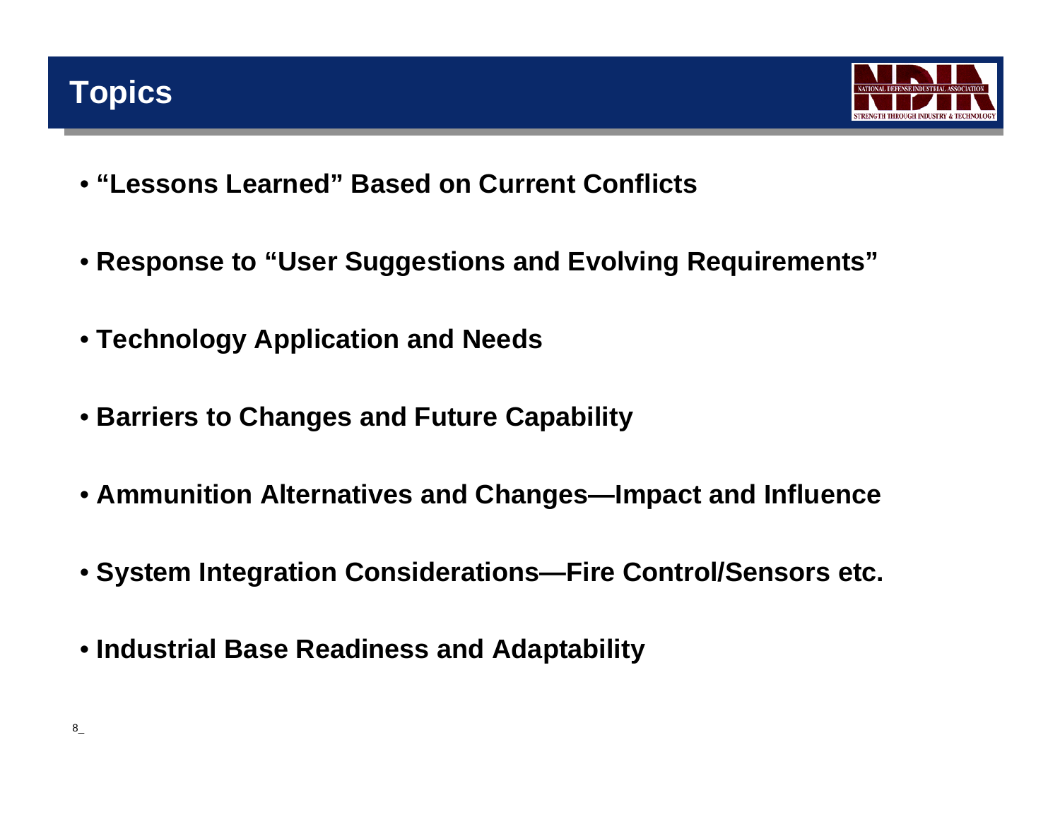# Topics

- **"Lessons Learned" Based on Current Conflicts**
- **Response to "User Suggestions and Evolving Requirements"**
- **Technology Application and Needs**
- **Barriers to Changes and Future Capability**
- **Ammunition Alternatives and Changes—Impact and Influence**
- **System Integration Considerations—Fire Control/Sensors etc.**
- **Industrial Base Readiness and Adaptability**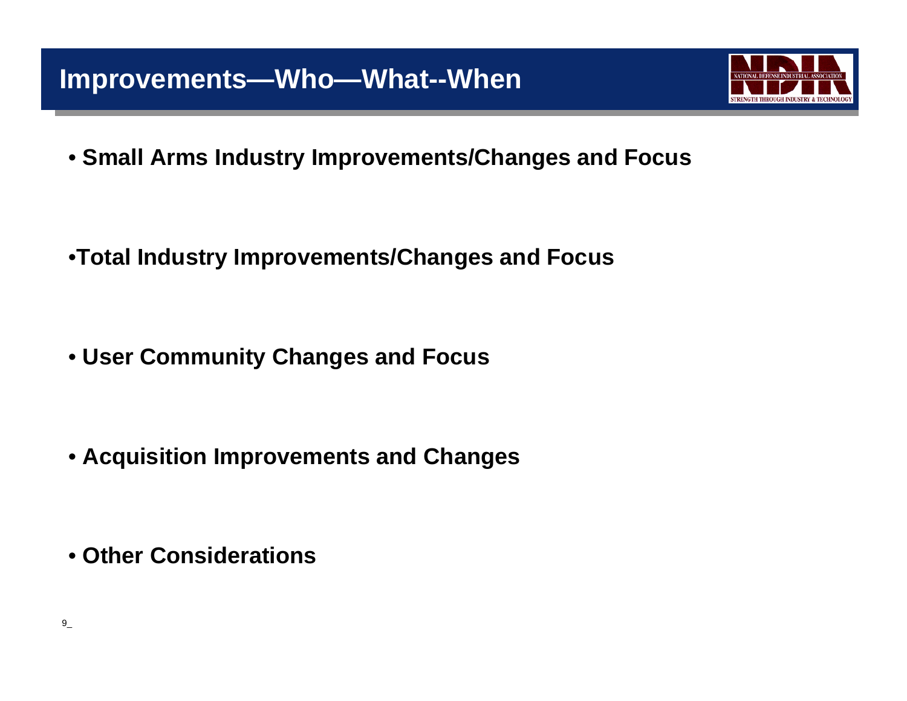# Improvements—Who—What--When

- **Small Arms Industry Improvements/Changes and Focus**

- **Total Industry Improvements/Changes and Focus**

- **User Community Changes and Focus**

- **Acquisition Improvements and Changes**

- **Other Considerations**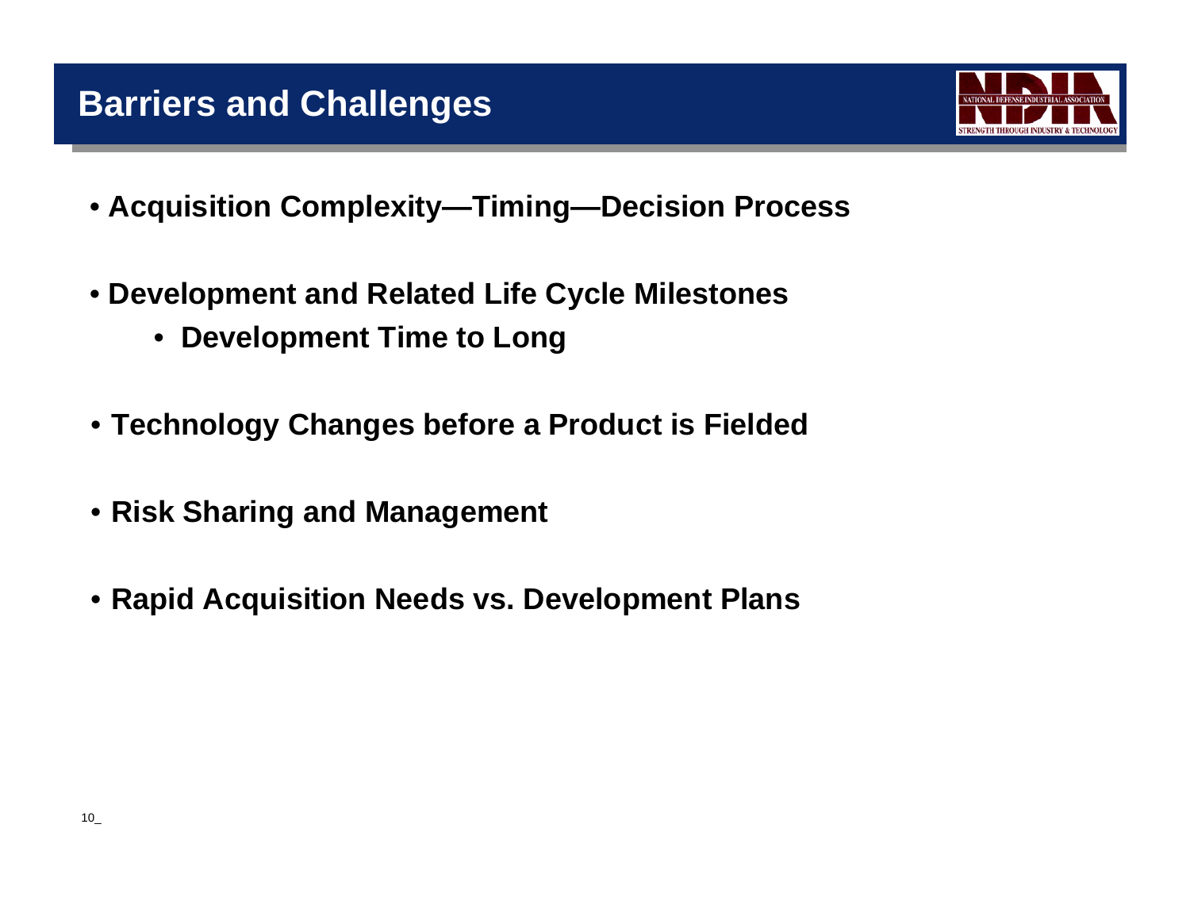## Barriers and Challenges

- **Acquisition Complexity—Timing—Decision Process**
- **Development and Related Life Cycle Milestones**
  - **Development Time to Long**
- **Technology Changes before a Product is Fielded**
- **Risk Sharing and Management**
- **Rapid Acquisition Needs vs. Development Plans**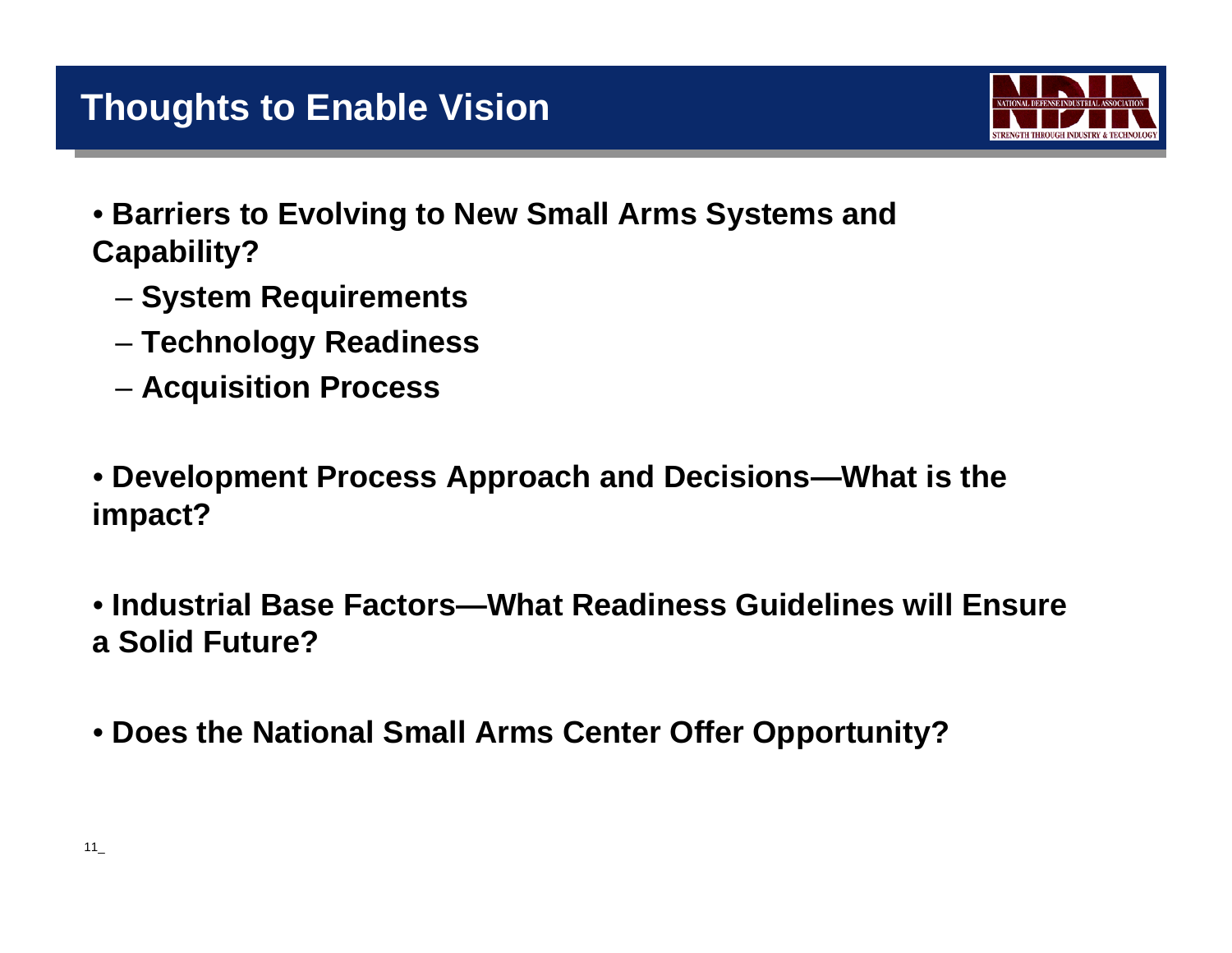# Thoughts to Enable Vision

- **Barriers to Evolving to New Small Arms Systems and Capability?**
  - **System Requirements**
  - **Technology Readiness**
  - **Acquisition Process**

- **Development Process Approach and Decisions—What is the impact?**

- **Industrial Base Factors—What Readiness Guidelines will Ensure a Solid Future?**

- **Does the National Small Arms Center Offer Opportunity?**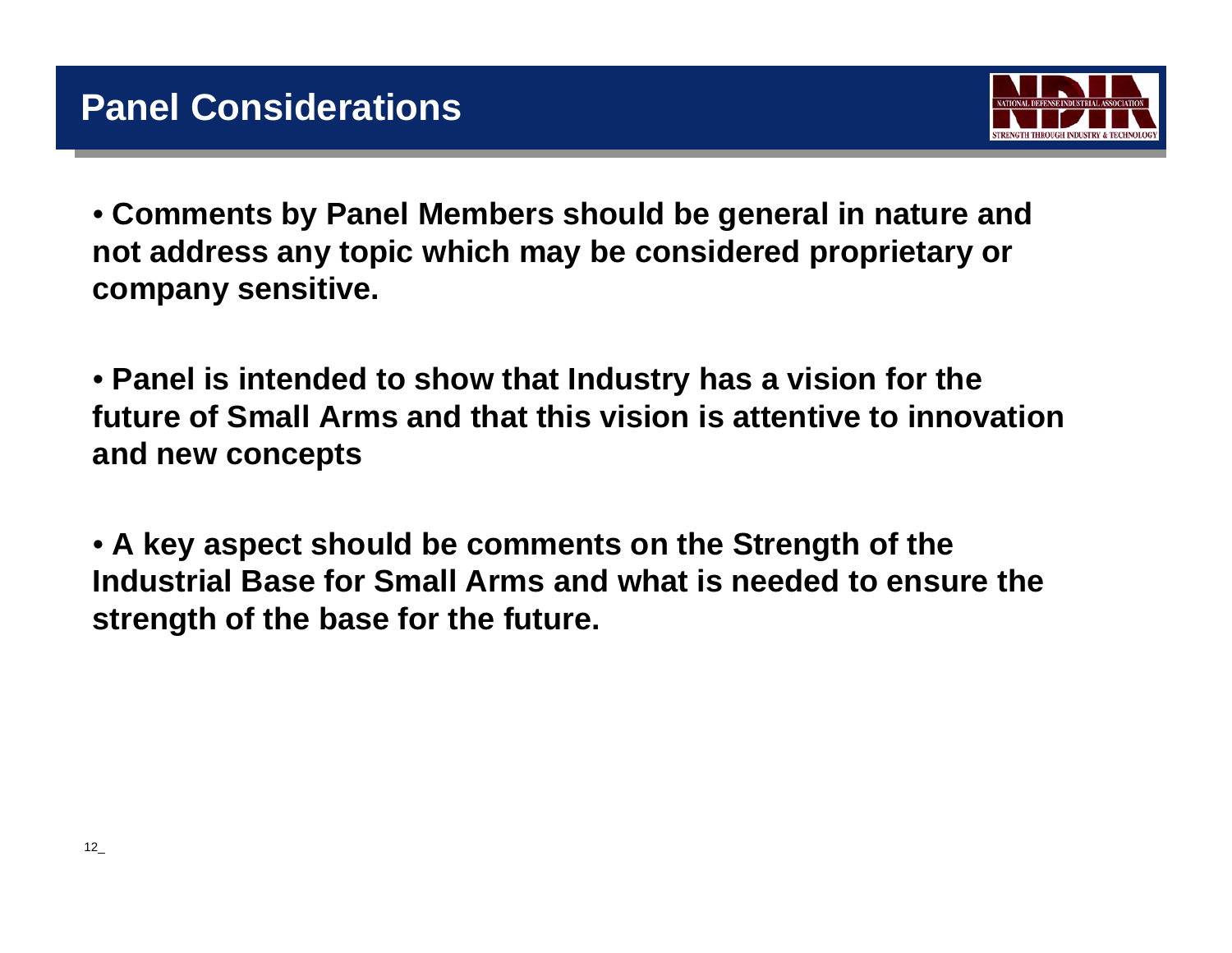# Panel Considerations

- **Comments by Panel Members should be general in nature and not address any topic which may be considered proprietary or company sensitive.**

- **Panel is intended to show that Industry has a vision for the future of Small Arms and that this vision is attentive to innovation and new concepts**

- **A key aspect should be comments on the Strength of the Industrial Base for Small Arms and what is needed to ensure the strength of the base for the future.**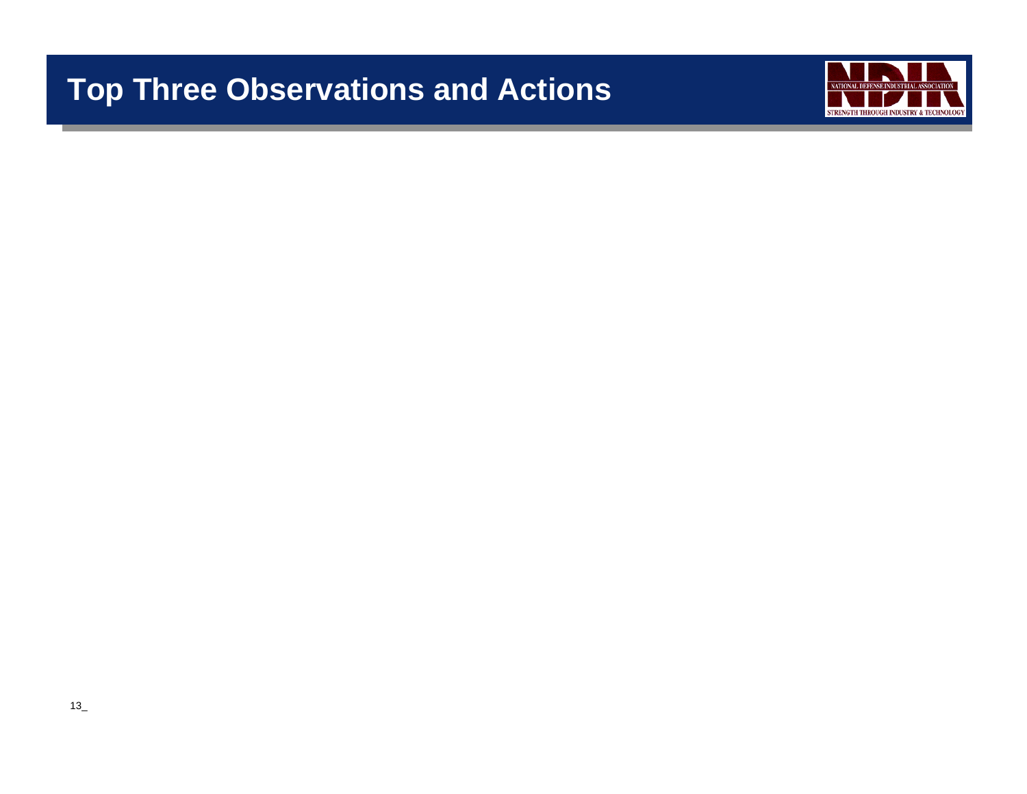# Top Three Observations and Actions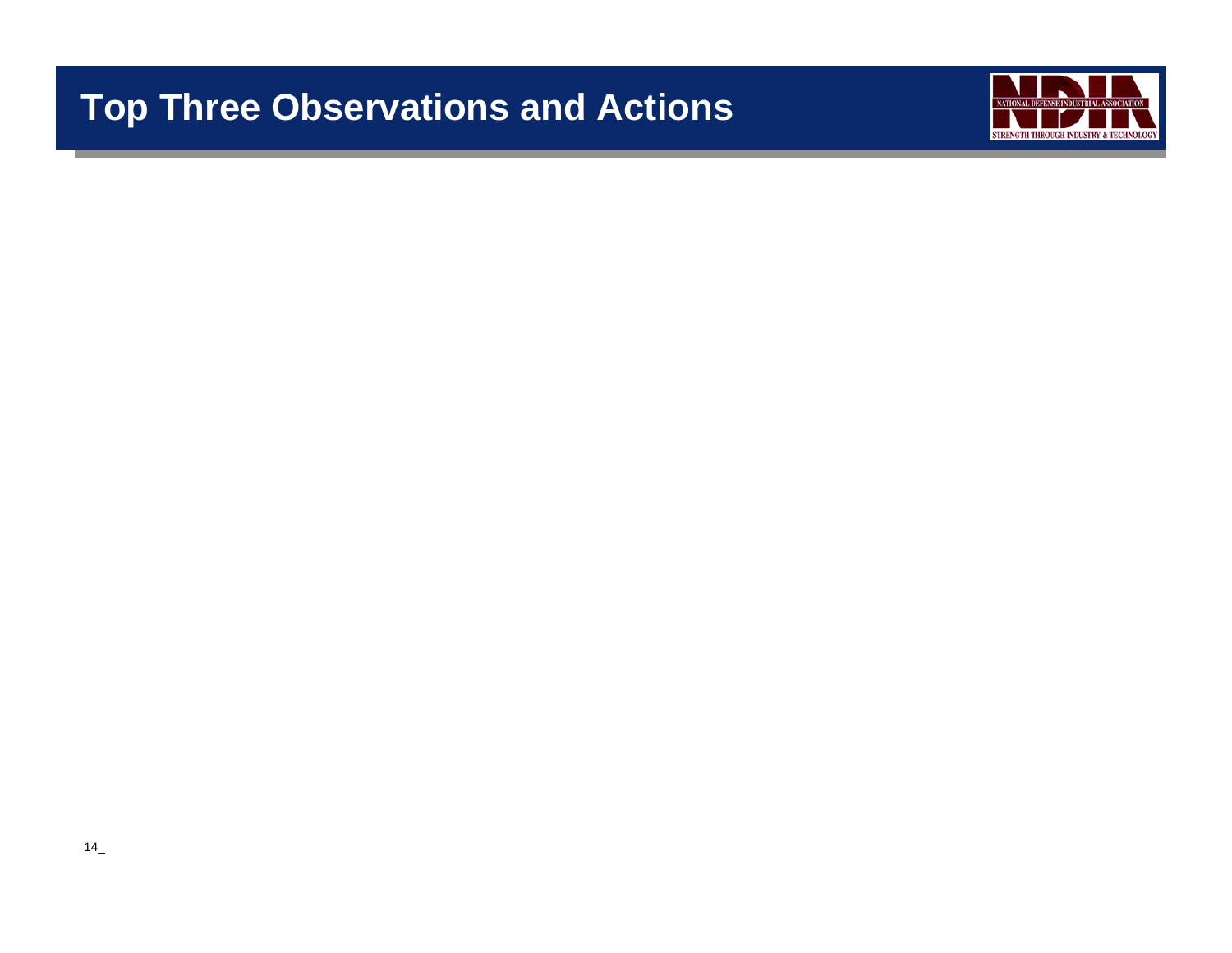# Top Three Observations and Actions